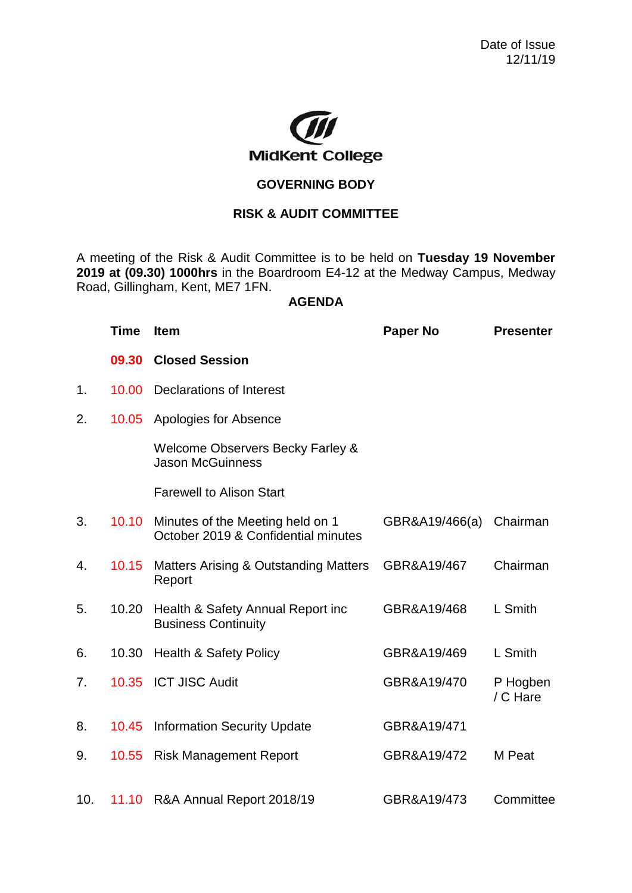Date of Issue
12/11/19

MidKent College

## GOVERNING BODY

## RISK & AUDIT COMMITTEE

A meeting of the Risk & Audit Committee is to be held on **Tuesday 19 November 2019 at (09.30) 1000hrs** in the Boardroom E4-12 at the Medway Campus, Medway Road, Gillingham, Kent, ME7 1FN.

**AGENDA**

| | Time | Item | Paper No | Presenter |
|---|---|---|---|---|
| | **09.30** | **Closed Session** | | |
| 1. | 10.00 | Declarations of Interest | | |
| 2. | 10.05 | Apologies for Absence | | |
| | | Welcome Observers Becky Farley & Jason McGuinness | | |
| | | Farewell to Alison Start | | |
| 3. | 10.10 | Minutes of the Meeting held on 1 October 2019 & Confidential minutes | GBR&A19/466(a) | Chairman |
| 4. | 10.15 | Matters Arising & Outstanding Matters Report | GBR&A19/467 | Chairman |
| 5. | 10.20 | Health & Safety Annual Report inc Business Continuity | GBR&A19/468 | L Smith |
| 6. | 10.30 | Health & Safety Policy | GBR&A19/469 | L Smith |
| 7. | 10.35 | ICT JISC Audit | GBR&A19/470 | P Hogben / C Hare |
| 8. | 10.45 | Information Security Update | GBR&A19/471 | |
| 9. | 10.55 | Risk Management Report | GBR&A19/472 | M Peat |
| 10. | 11.10 | R&A Annual Report 2018/19 | GBR&A19/473 | Committee |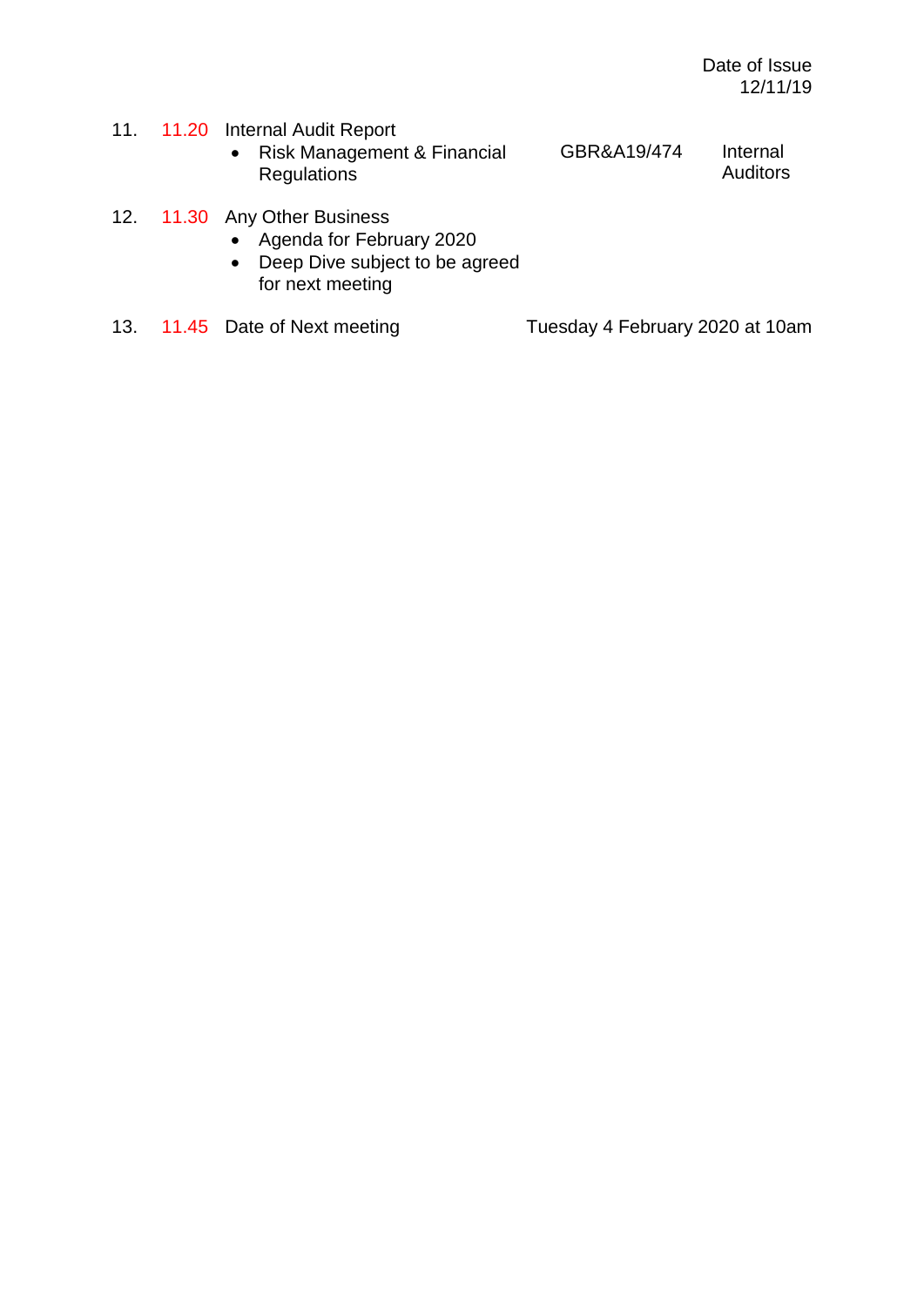Date of Issue
12/11/19

| | | | | |
|---|---|---|---|---|
| 11. | 11.20 | Internal Audit Report<br>• Risk Management & Financial Regulations | GBR&A19/474 | Internal Auditors |
| 12. | 11.30 | Any Other Business<br>• Agenda for February 2020<br>• Deep Dive subject to be agreed for next meeting | | |
| 13. | 11.45 | Date of Next meeting | Tuesday 4 February 2020 at 10am | |